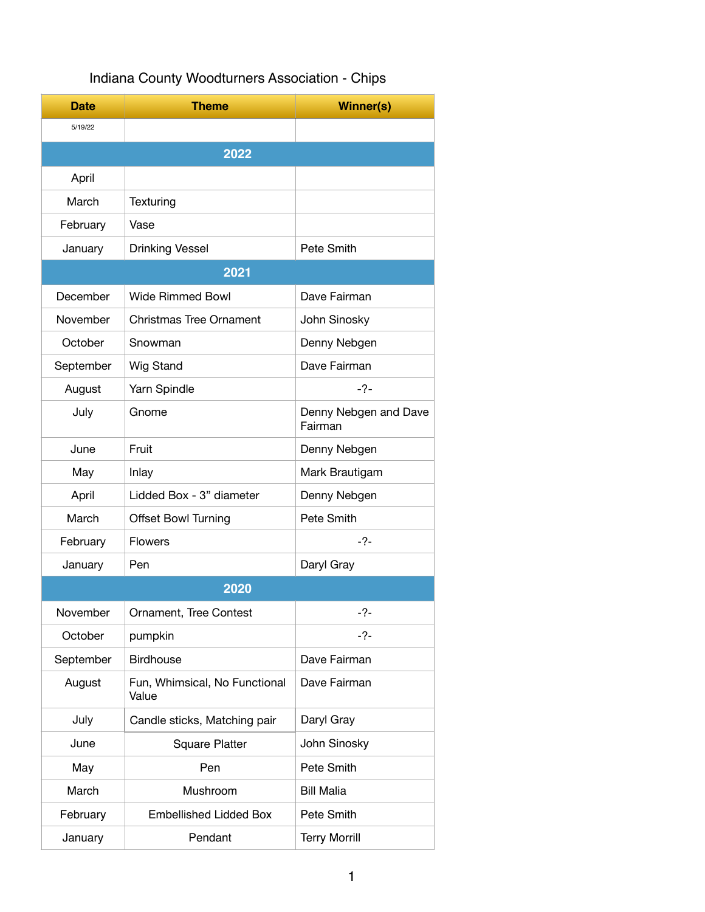# Indiana County Woodturners Association - Chips

| Date | Theme | Winner(s) |
|---|---|---|
| 5/19/22 | | |
| **2022** | | |
| April | | |
| March | Texturing | |
| February | Vase | |
| January | Drinking Vessel | Pete Smith |
| **2021** | | |
| December | Wide Rimmed Bowl | Dave Fairman |
| November | Christmas Tree Ornament | John Sinosky |
| October | Snowman | Denny Nebgen |
| September | Wig Stand | Dave Fairman |
| August | Yarn Spindle | -?- |
| July | Gnome | Denny Nebgen and Dave Fairman |
| June | Fruit | Denny Nebgen |
| May | Inlay | Mark Brautigam |
| April | Lidded Box - 3" diameter | Denny Nebgen |
| March | Offset Bowl Turning | Pete Smith |
| February | Flowers | -?- |
| January | Pen | Daryl Gray |
| **2020** | | |
| November | Ornament, Tree Contest | -?- |
| October | pumpkin | -?- |
| September | Birdhouse | Dave Fairman |
| August | Fun, Whimsical, No Functional Value | Dave Fairman |
| July | Candle sticks, Matching pair | Daryl Gray |
| June | Square Platter | John Sinosky |
| May | Pen | Pete Smith |
| March | Mushroom | Bill Malia |
| February | Embellished Lidded Box | Pete Smith |
| January | Pendant | Terry Morrill |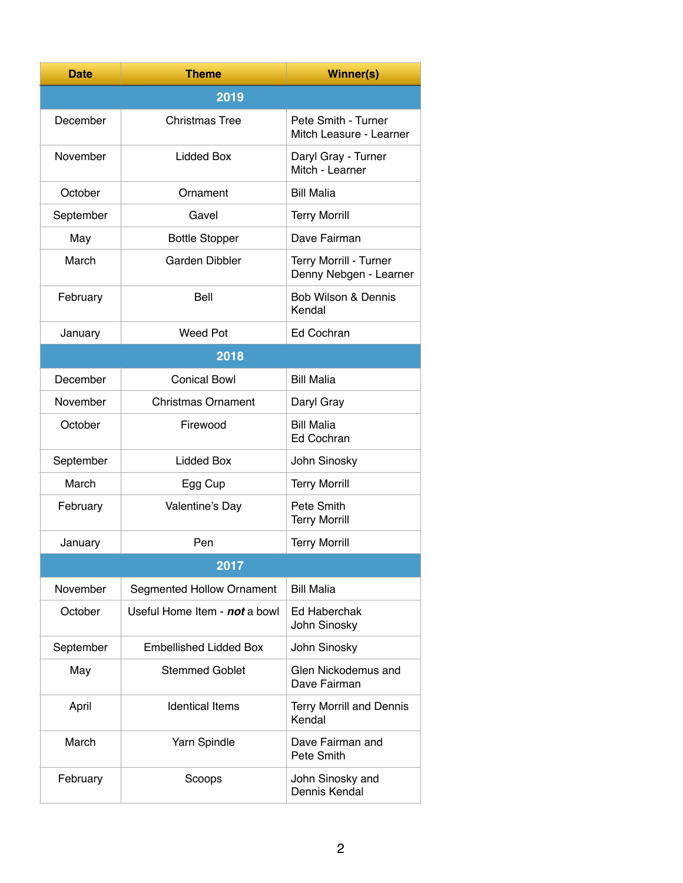| Date | Theme | Winner(s) |
|---|---|---|
| **2019** | | |
| December | Christmas Tree | Pete Smith - Turner<br>Mitch Leasure - Learner |
| November | Lidded Box | Daryl Gray - Turner<br>Mitch - Learner |
| October | Ornament | Bill Malia |
| September | Gavel | Terry Morrill |
| May | Bottle Stopper | Dave Fairman |
| March | Garden Dibbler | Terry Morrill - Turner<br>Denny Nebgen - Learner |
| February | Bell | Bob Wilson & Dennis Kendal |
| January | Weed Pot | Ed Cochran |
| **2018** | | |
| December | Conical Bowl | Bill Malia |
| November | Christmas Ornament | Daryl Gray |
| October | Firewood | Bill Malia<br>Ed Cochran |
| September | Lidded Box | John Sinosky |
| March | Egg Cup | Terry Morrill |
| February | Valentine's Day | Pete Smith<br>Terry Morrill |
| January | Pen | Terry Morrill |
| **2017** | | |
| November | Segmented Hollow Ornament | Bill Malia |
| October | Useful Home Item - ***not*** a bowl | Ed Haberchak<br>John Sinosky |
| September | Embellished Lidded Box | John Sinosky |
| May | Stemmed Goblet | Glen Nickodemus and Dave Fairman |
| April | Identical Items | Terry Morrill and Dennis Kendal |
| March | Yarn Spindle | Dave Fairman and Pete Smith |
| February | Scoops | John Sinosky and Dennis Kendal |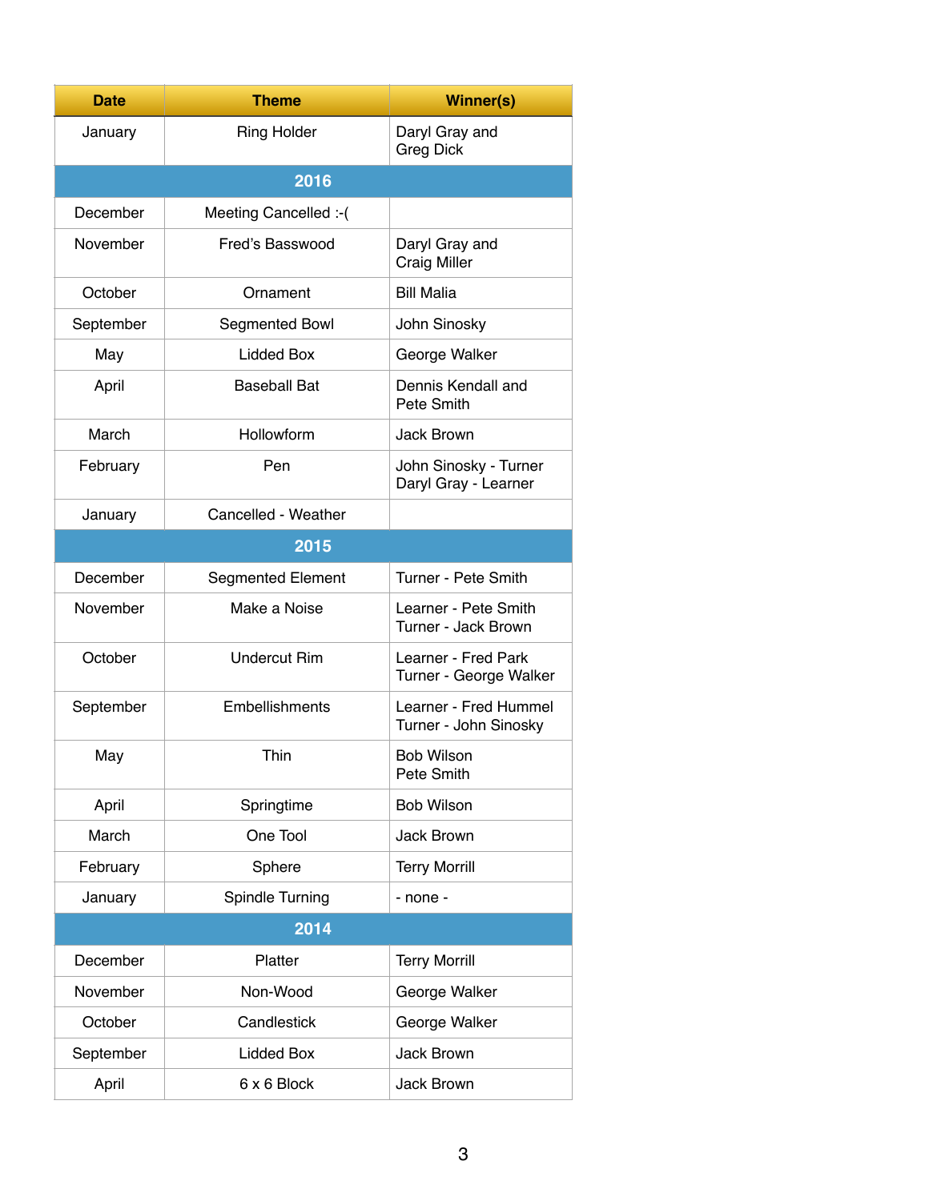| Date | Theme | Winner(s) |
|---|---|---|
| January | Ring Holder | Daryl Gray and Greg Dick |
| **2016** | | |
| December | Meeting Cancelled :-( | |
| November | Fred's Basswood | Daryl Gray and Craig Miller |
| October | Ornament | Bill Malia |
| September | Segmented Bowl | John Sinosky |
| May | Lidded Box | George Walker |
| April | Baseball Bat | Dennis Kendall and Pete Smith |
| March | Hollowform | Jack Brown |
| February | Pen | John Sinosky - Turner<br>Daryl Gray - Learner |
| January | Cancelled - Weather | |
| **2015** | | |
| December | Segmented Element | Turner - Pete Smith |
| November | Make a Noise | Learner - Pete Smith<br>Turner - Jack Brown |
| October | Undercut Rim | Learner - Fred Park<br>Turner - George Walker |
| September | Embellishments | Learner - Fred Hummel<br>Turner - John Sinosky |
| May | Thin | Bob Wilson<br>Pete Smith |
| April | Springtime | Bob Wilson |
| March | One Tool | Jack Brown |
| February | Sphere | Terry Morrill |
| January | Spindle Turning | - none - |
| **2014** | | |
| December | Platter | Terry Morrill |
| November | Non-Wood | George Walker |
| October | Candlestick | George Walker |
| September | Lidded Box | Jack Brown |
| April | 6 x 6 Block | Jack Brown |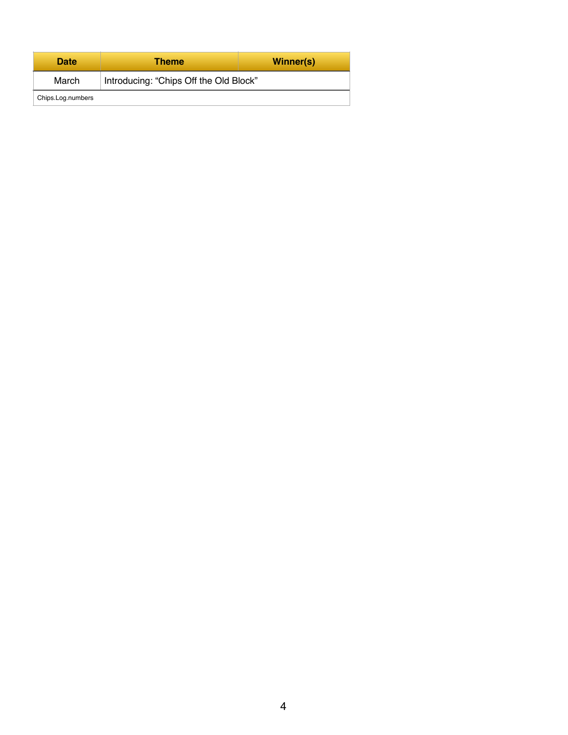| Date | Theme | Winner(s) |
| --- | --- | --- |
| March | Introducing: “Chips Off the Old Block” | |

Chips.Log.numbers